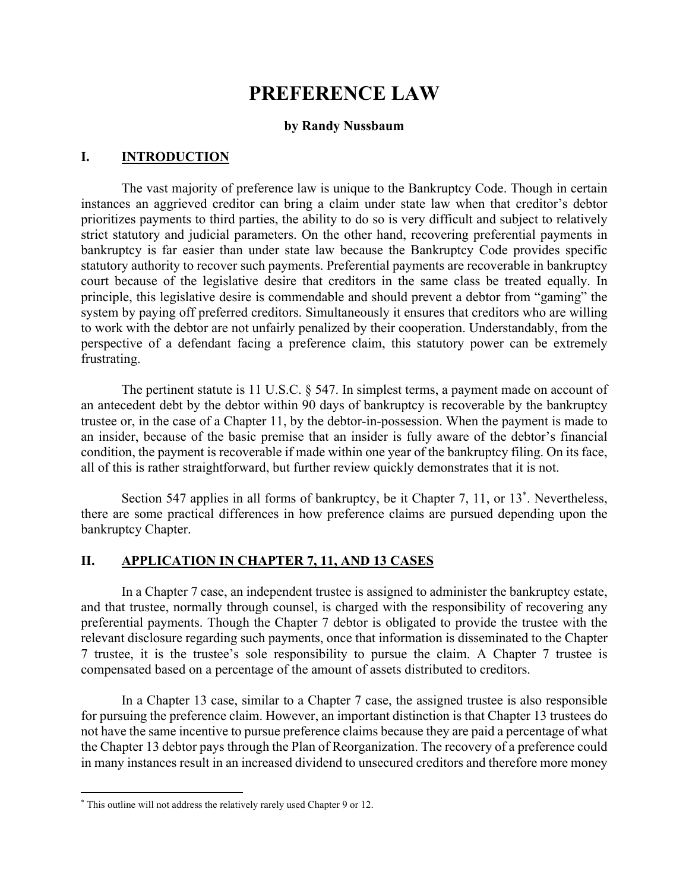# PREFERENCE LAW

**by Randy Nussbaum**

## I. INTRODUCTION

The vast majority of preference law is unique to the Bankruptcy Code. Though in certain instances an aggrieved creditor can bring a claim under state law when that creditor's debtor prioritizes payments to third parties, the ability to do so is very difficult and subject to relatively strict statutory and judicial parameters. On the other hand, recovering preferential payments in bankruptcy is far easier than under state law because the Bankruptcy Code provides specific statutory authority to recover such payments. Preferential payments are recoverable in bankruptcy court because of the legislative desire that creditors in the same class be treated equally. In principle, this legislative desire is commendable and should prevent a debtor from "gaming" the system by paying off preferred creditors. Simultaneously it ensures that creditors who are willing to work with the debtor are not unfairly penalized by their cooperation. Understandably, from the perspective of a defendant facing a preference claim, this statutory power can be extremely frustrating.

The pertinent statute is 11 U.S.C. § 547. In simplest terms, a payment made on account of an antecedent debt by the debtor within 90 days of bankruptcy is recoverable by the bankruptcy trustee or, in the case of a Chapter 11, by the debtor-in-possession. When the payment is made to an insider, because of the basic premise that an insider is fully aware of the debtor's financial condition, the payment is recoverable if made within one year of the bankruptcy filing. On its face, all of this is rather straightforward, but further review quickly demonstrates that it is not.

Section 547 applies in all forms of bankruptcy, be it Chapter 7, 11, or 13[*]. Nevertheless, there are some practical differences in how preference claims are pursued depending upon the bankruptcy Chapter.

## II. APPLICATION IN CHAPTER 7, 11, AND 13 CASES

In a Chapter 7 case, an independent trustee is assigned to administer the bankruptcy estate, and that trustee, normally through counsel, is charged with the responsibility of recovering any preferential payments. Though the Chapter 7 debtor is obligated to provide the trustee with the relevant disclosure regarding such payments, once that information is disseminated to the Chapter 7 trustee, it is the trustee's sole responsibility to pursue the claim. A Chapter 7 trustee is compensated based on a percentage of the amount of assets distributed to creditors.

In a Chapter 13 case, similar to a Chapter 7 case, the assigned trustee is also responsible for pursuing the preference claim. However, an important distinction is that Chapter 13 trustees do not have the same incentive to pursue preference claims because they are paid a percentage of what the Chapter 13 debtor pays through the Plan of Reorganization. The recovery of a preference could in many instances result in an increased dividend to unsecured creditors and therefore more money

---

[*] This outline will not address the relatively rarely used Chapter 9 or 12.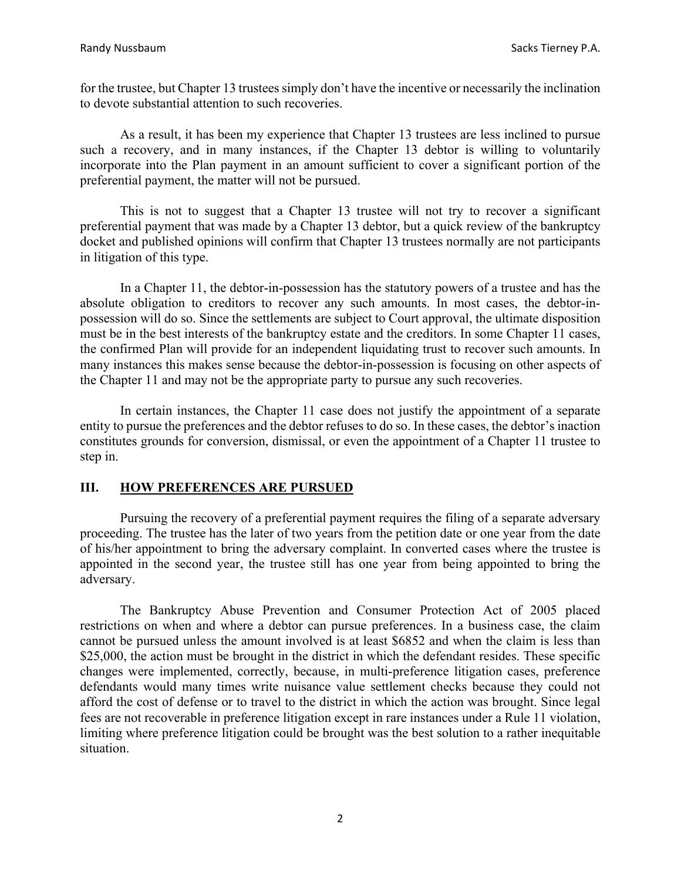for the trustee, but Chapter 13 trustees simply don't have the incentive or necessarily the inclination to devote substantial attention to such recoveries.

As a result, it has been my experience that Chapter 13 trustees are less inclined to pursue such a recovery, and in many instances, if the Chapter 13 debtor is willing to voluntarily incorporate into the Plan payment in an amount sufficient to cover a significant portion of the preferential payment, the matter will not be pursued.

This is not to suggest that a Chapter 13 trustee will not try to recover a significant preferential payment that was made by a Chapter 13 debtor, but a quick review of the bankruptcy docket and published opinions will confirm that Chapter 13 trustees normally are not participants in litigation of this type.

In a Chapter 11, the debtor-in-possession has the statutory powers of a trustee and has the absolute obligation to creditors to recover any such amounts. In most cases, the debtor-in-possession will do so. Since the settlements are subject to Court approval, the ultimate disposition must be in the best interests of the bankruptcy estate and the creditors. In some Chapter 11 cases, the confirmed Plan will provide for an independent liquidating trust to recover such amounts. In many instances this makes sense because the debtor-in-possession is focusing on other aspects of the Chapter 11 and may not be the appropriate party to pursue any such recoveries.

In certain instances, the Chapter 11 case does not justify the appointment of a separate entity to pursue the preferences and the debtor refuses to do so. In these cases, the debtor's inaction constitutes grounds for conversion, dismissal, or even the appointment of a Chapter 11 trustee to step in.

## III. <u>HOW PREFERENCES ARE PURSUED</u>

Pursuing the recovery of a preferential payment requires the filing of a separate adversary proceeding. The trustee has the later of two years from the petition date or one year from the date of his/her appointment to bring the adversary complaint. In converted cases where the trustee is appointed in the second year, the trustee still has one year from being appointed to bring the adversary.

The Bankruptcy Abuse Prevention and Consumer Protection Act of 2005 placed restrictions on when and where a debtor can pursue preferences. In a business case, the claim cannot be pursued unless the amount involved is at least $6852 and when the claim is less than $25,000, the action must be brought in the district in which the defendant resides. These specific changes were implemented, correctly, because, in multi-preference litigation cases, preference defendants would many times write nuisance value settlement checks because they could not afford the cost of defense or to travel to the district in which the action was brought. Since legal fees are not recoverable in preference litigation except in rare instances under a Rule 11 violation, limiting where preference litigation could be brought was the best solution to a rather inequitable situation.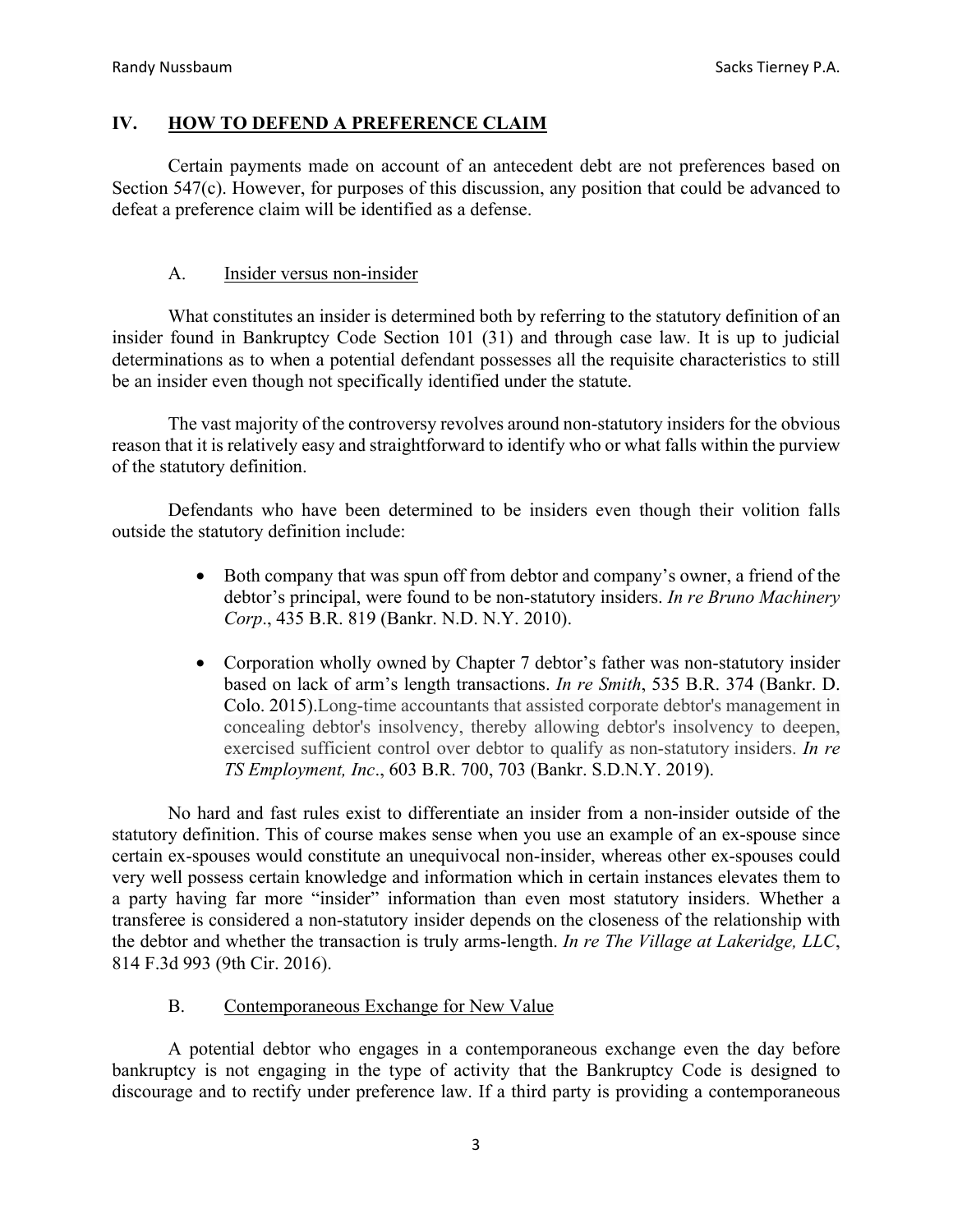## IV. HOW TO DEFEND A PREFERENCE CLAIM

Certain payments made on account of an antecedent debt are not preferences based on Section 547(c). However, for purposes of this discussion, any position that could be advanced to defeat a preference claim will be identified as a defense.

### A. Insider versus non-insider

What constitutes an insider is determined both by referring to the statutory definition of an insider found in Bankruptcy Code Section 101 (31) and through case law. It is up to judicial determinations as to when a potential defendant possesses all the requisite characteristics to still be an insider even though not specifically identified under the statute.

The vast majority of the controversy revolves around non-statutory insiders for the obvious reason that it is relatively easy and straightforward to identify who or what falls within the purview of the statutory definition.

Defendants who have been determined to be insiders even though their volition falls outside the statutory definition include:

- Both company that was spun off from debtor and company's owner, a friend of the debtor's principal, were found to be non-statutory insiders. *In re Bruno Machinery Corp*., 435 B.R. 819 (Bankr. N.D. N.Y. 2010).

- Corporation wholly owned by Chapter 7 debtor's father was non-statutory insider based on lack of arm's length transactions. *In re Smith*, 535 B.R. 374 (Bankr. D. Colo. 2015).Long-time accountants that assisted corporate debtor's management in concealing debtor's insolvency, thereby allowing debtor's insolvency to deepen, exercised sufficient control over debtor to qualify as non-statutory insiders. *In re TS Employment, Inc*., 603 B.R. 700, 703 (Bankr. S.D.N.Y. 2019).

No hard and fast rules exist to differentiate an insider from a non-insider outside of the statutory definition. This of course makes sense when you use an example of an ex-spouse since certain ex-spouses would constitute an unequivocal non-insider, whereas other ex-spouses could very well possess certain knowledge and information which in certain instances elevates them to a party having far more "insider" information than even most statutory insiders. Whether a transferee is considered a non-statutory insider depends on the closeness of the relationship with the debtor and whether the transaction is truly arms-length. *In re The Village at Lakeridge, LLC*, 814 F.3d 993 (9th Cir. 2016).

### B. Contemporaneous Exchange for New Value

A potential debtor who engages in a contemporaneous exchange even the day before bankruptcy is not engaging in the type of activity that the Bankruptcy Code is designed to discourage and to rectify under preference law. If a third party is providing a contemporaneous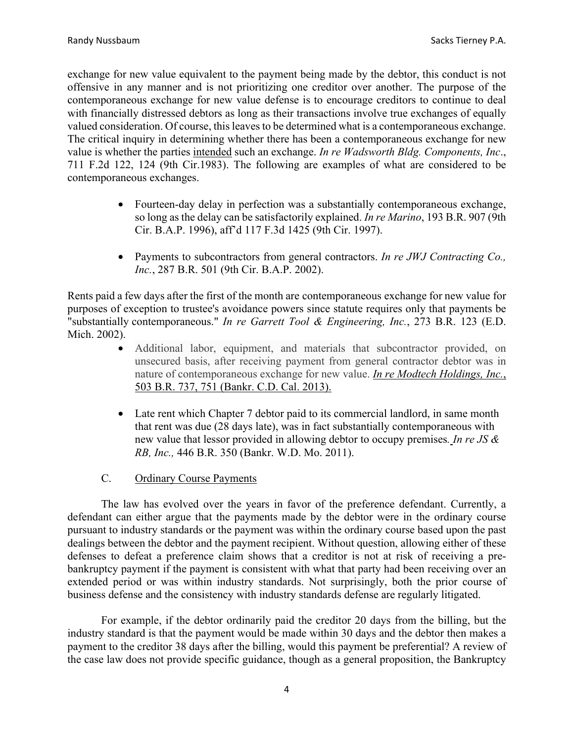exchange for new value equivalent to the payment being made by the debtor, this conduct is not offensive in any manner and is not prioritizing one creditor over another. The purpose of the contemporaneous exchange for new value defense is to encourage creditors to continue to deal with financially distressed debtors as long as their transactions involve true exchanges of equally valued consideration. Of course, this leaves to be determined what is a contemporaneous exchange. The critical inquiry in determining whether there has been a contemporaneous exchange for new value is whether the parties <u>intended</u> such an exchange. *In re Wadsworth Bldg. Components, Inc*., 711 F.2d 122, 124 (9th Cir.1983). The following are examples of what are considered to be contemporaneous exchanges.

- Fourteen-day delay in perfection was a substantially contemporaneous exchange, so long as the delay can be satisfactorily explained. *In re Marino*, 193 B.R. 907 (9th Cir. B.A.P. 1996), aff'd 117 F.3d 1425 (9th Cir. 1997).

- Payments to subcontractors from general contractors. *In re JWJ Contracting Co., Inc.*, 287 B.R. 501 (9th Cir. B.A.P. 2002).

Rents paid a few days after the first of the month are contemporaneous exchange for new value for purposes of exception to trustee's avoidance powers since statute requires only that payments be "substantially contemporaneous." *In re Garrett Tool & Engineering, Inc.*, 273 B.R. 123 (E.D. Mich. 2002).

- Additional labor, equipment, and materials that subcontractor provided, on unsecured basis, after receiving payment from general contractor debtor was in nature of contemporaneous exchange for new value. <u>*In re Modtech Holdings, Inc.*, 503 B.R. 737, 751 (Bankr. C.D. Cal. 2013).</u>

- Late rent which Chapter 7 debtor paid to its commercial landlord, in same month that rent was due (28 days late), was in fact substantially contemporaneous with new value that lessor provided in allowing debtor to occupy premises. *In re JS & RB, Inc.,* 446 B.R. 350 (Bankr. W.D. Mo. 2011).

### C. <u>Ordinary Course Payments</u>

The law has evolved over the years in favor of the preference defendant. Currently, a defendant can either argue that the payments made by the debtor were in the ordinary course pursuant to industry standards or the payment was within the ordinary course based upon the past dealings between the debtor and the payment recipient. Without question, allowing either of these defenses to defeat a preference claim shows that a creditor is not at risk of receiving a pre-bankruptcy payment if the payment is consistent with what that party had been receiving over an extended period or was within industry standards. Not surprisingly, both the prior course of business defense and the consistency with industry standards defense are regularly litigated.

For example, if the debtor ordinarily paid the creditor 20 days from the billing, but the industry standard is that the payment would be made within 30 days and the debtor then makes a payment to the creditor 38 days after the billing, would this payment be preferential? A review of the case law does not provide specific guidance, though as a general proposition, the Bankruptcy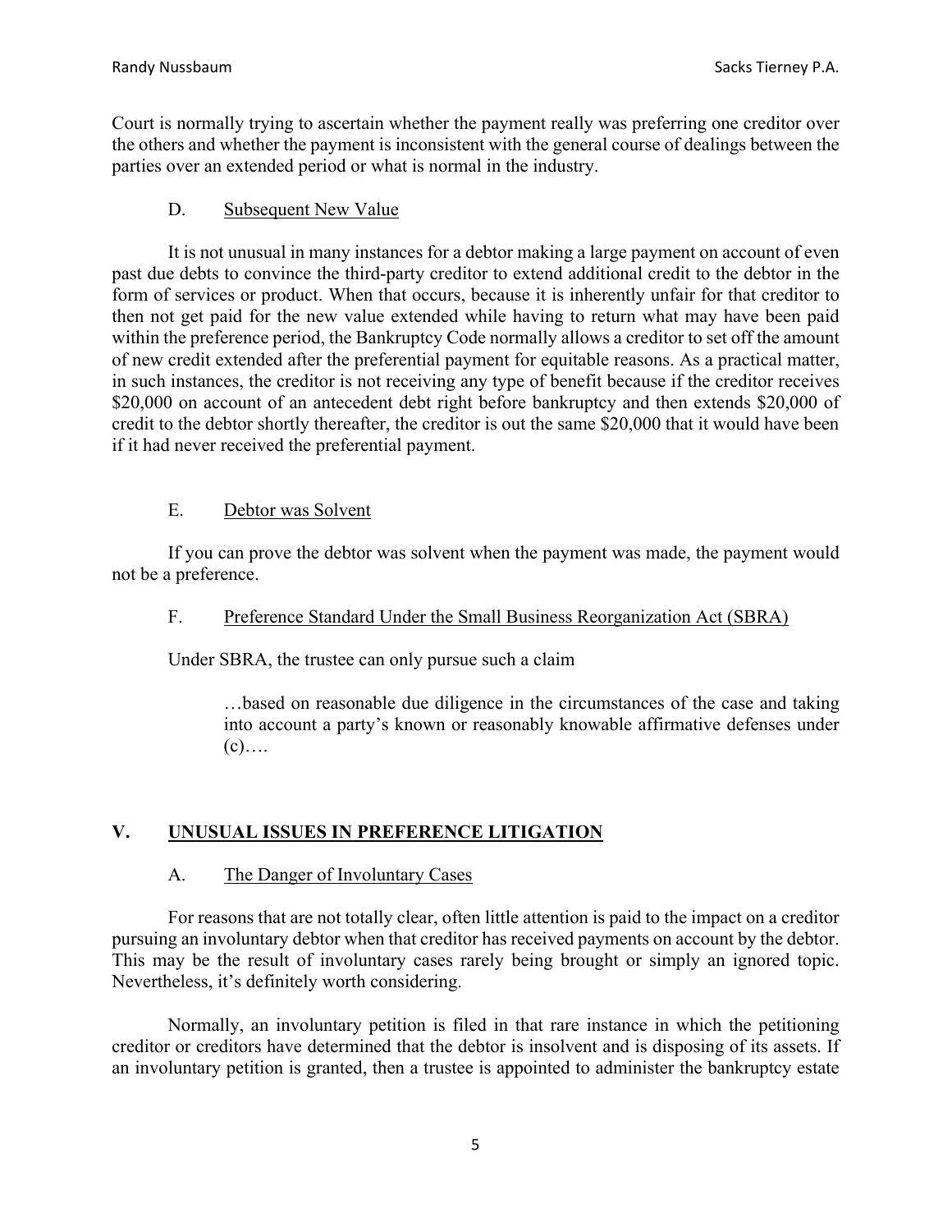Court is normally trying to ascertain whether the payment really was preferring one creditor over the others and whether the payment is inconsistent with the general course of dealings between the parties over an extended period or what is normal in the industry.

### D. Subsequent New Value

It is not unusual in many instances for a debtor making a large payment on account of even past due debts to convince the third-party creditor to extend additional credit to the debtor in the form of services or product. When that occurs, because it is inherently unfair for that creditor to then not get paid for the new value extended while having to return what may have been paid within the preference period, the Bankruptcy Code normally allows a creditor to set off the amount of new credit extended after the preferential payment for equitable reasons. As a practical matter, in such instances, the creditor is not receiving any type of benefit because if the creditor receives \$20,000 on account of an antecedent debt right before bankruptcy and then extends \$20,000 of credit to the debtor shortly thereafter, the creditor is out the same \$20,000 that it would have been if it had never received the preferential payment.

### E. Debtor was Solvent

If you can prove the debtor was solvent when the payment was made, the payment would not be a preference.

### F. Preference Standard Under the Small Business Reorganization Act (SBRA)

Under SBRA, the trustee can only pursue such a claim

> …based on reasonable due diligence in the circumstances of the case and taking into account a party's known or reasonably knowable affirmative defenses under (c)….

## V. UNUSUAL ISSUES IN PREFERENCE LITIGATION

### A. The Danger of Involuntary Cases

For reasons that are not totally clear, often little attention is paid to the impact on a creditor pursuing an involuntary debtor when that creditor has received payments on account by the debtor. This may be the result of involuntary cases rarely being brought or simply an ignored topic. Nevertheless, it's definitely worth considering.

Normally, an involuntary petition is filed in that rare instance in which the petitioning creditor or creditors have determined that the debtor is insolvent and is disposing of its assets. If an involuntary petition is granted, then a trustee is appointed to administer the bankruptcy estate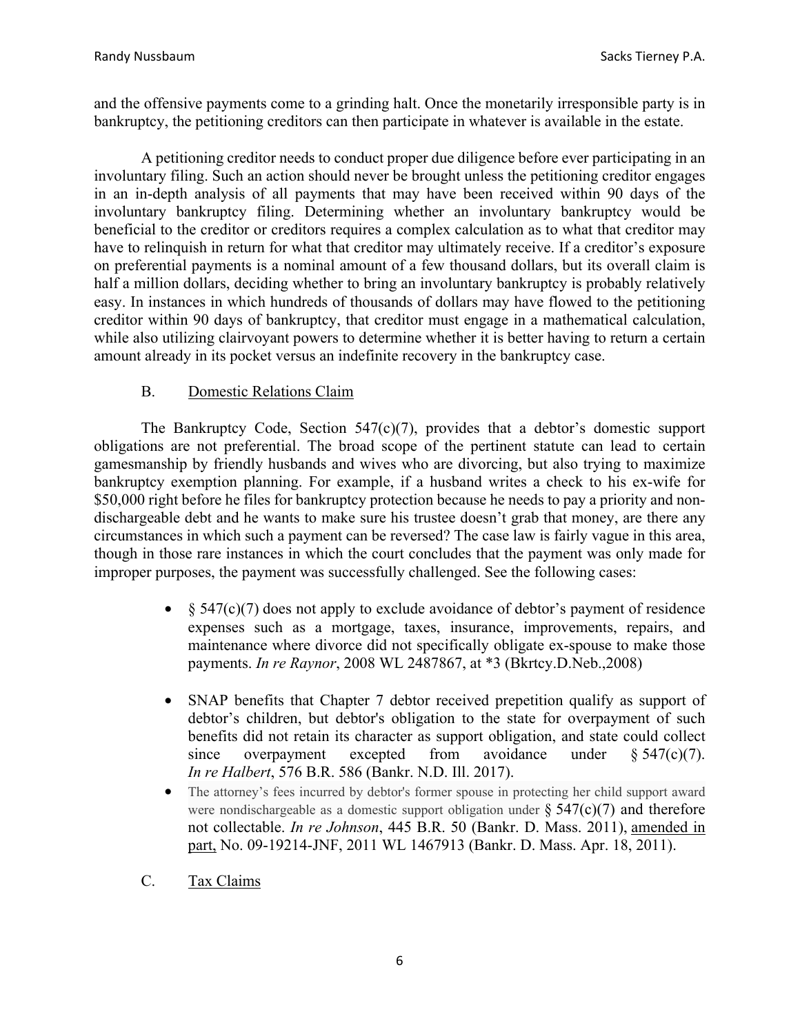and the offensive payments come to a grinding halt. Once the monetarily irresponsible party is in bankruptcy, the petitioning creditors can then participate in whatever is available in the estate.

A petitioning creditor needs to conduct proper due diligence before ever participating in an involuntary filing. Such an action should never be brought unless the petitioning creditor engages in an in-depth analysis of all payments that may have been received within 90 days of the involuntary bankruptcy filing. Determining whether an involuntary bankruptcy would be beneficial to the creditor or creditors requires a complex calculation as to what that creditor may have to relinquish in return for what that creditor may ultimately receive. If a creditor's exposure on preferential payments is a nominal amount of a few thousand dollars, but its overall claim is half a million dollars, deciding whether to bring an involuntary bankruptcy is probably relatively easy. In instances in which hundreds of thousands of dollars may have flowed to the petitioning creditor within 90 days of bankruptcy, that creditor must engage in a mathematical calculation, while also utilizing clairvoyant powers to determine whether it is better having to return a certain amount already in its pocket versus an indefinite recovery in the bankruptcy case.

## B. Domestic Relations Claim

The Bankruptcy Code, Section 547(c)(7), provides that a debtor's domestic support obligations are not preferential. The broad scope of the pertinent statute can lead to certain gamesmanship by friendly husbands and wives who are divorcing, but also trying to maximize bankruptcy exemption planning. For example, if a husband writes a check to his ex-wife for $50,000 right before he files for bankruptcy protection because he needs to pay a priority and non-dischargeable debt and he wants to make sure his trustee doesn't grab that money, are there any circumstances in which such a payment can be reversed? The case law is fairly vague in this area, though in those rare instances in which the court concludes that the payment was only made for improper purposes, the payment was successfully challenged. See the following cases:

- § 547(c)(7) does not apply to exclude avoidance of debtor's payment of residence expenses such as a mortgage, taxes, insurance, improvements, repairs, and maintenance where divorce did not specifically obligate ex-spouse to make those payments. *In re Raynor*, 2008 WL 2487867, at *3 (Bkrtcy.D.Neb.,2008)
- SNAP benefits that Chapter 7 debtor received prepetition qualify as support of debtor's children, but debtor's obligation to the state for overpayment of such benefits did not retain its character as support obligation, and state could collect since overpayment excepted from avoidance under § 547(c)(7). *In re Halbert*, 576 B.R. 586 (Bankr. N.D. Ill. 2017).
- The attorney's fees incurred by debtor's former spouse in protecting her child support award were nondischargeable as a domestic support obligation under § 547(c)(7) and therefore not collectable. *In re Johnson*, 445 B.R. 50 (Bankr. D. Mass. 2011), amended in part, No. 09-19214-JNF, 2011 WL 1467913 (Bankr. D. Mass. Apr. 18, 2011).

## C. Tax Claims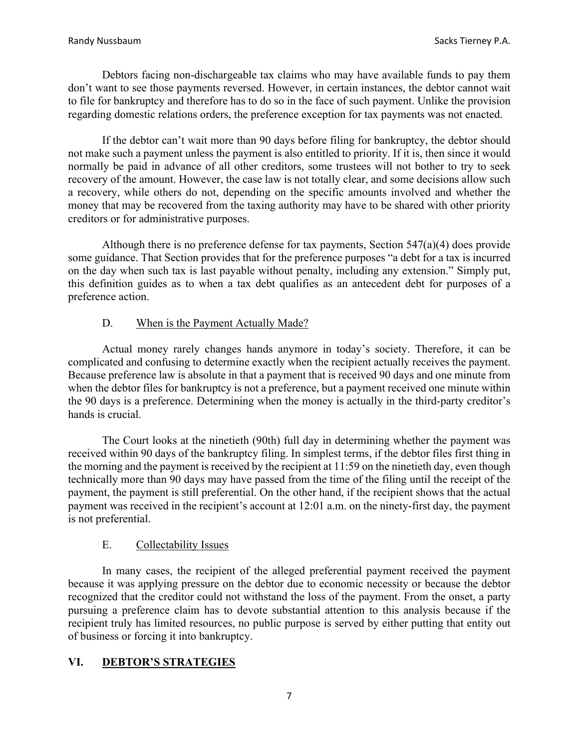Debtors facing non-dischargeable tax claims who may have available funds to pay them don't want to see those payments reversed. However, in certain instances, the debtor cannot wait to file for bankruptcy and therefore has to do so in the face of such payment. Unlike the provision regarding domestic relations orders, the preference exception for tax payments was not enacted.

If the debtor can't wait more than 90 days before filing for bankruptcy, the debtor should not make such a payment unless the payment is also entitled to priority. If it is, then since it would normally be paid in advance of all other creditors, some trustees will not bother to try to seek recovery of the amount. However, the case law is not totally clear, and some decisions allow such a recovery, while others do not, depending on the specific amounts involved and whether the money that may be recovered from the taxing authority may have to be shared with other priority creditors or for administrative purposes.

Although there is no preference defense for tax payments, Section 547(a)(4) does provide some guidance. That Section provides that for the preference purposes "a debt for a tax is incurred on the day when such tax is last payable without penalty, including any extension." Simply put, this definition guides as to when a tax debt qualifies as an antecedent debt for purposes of a preference action.

### D. <u>When is the Payment Actually Made?</u>

Actual money rarely changes hands anymore in today's society. Therefore, it can be complicated and confusing to determine exactly when the recipient actually receives the payment. Because preference law is absolute in that a payment that is received 90 days and one minute from when the debtor files for bankruptcy is not a preference, but a payment received one minute within the 90 days is a preference. Determining when the money is actually in the third-party creditor's hands is crucial.

The Court looks at the ninetieth (90th) full day in determining whether the payment was received within 90 days of the bankruptcy filing. In simplest terms, if the debtor files first thing in the morning and the payment is received by the recipient at 11:59 on the ninetieth day, even though technically more than 90 days may have passed from the time of the filing until the receipt of the payment, the payment is still preferential. On the other hand, if the recipient shows that the actual payment was received in the recipient's account at 12:01 a.m. on the ninety-first day, the payment is not preferential.

### E. <u>Collectability Issues</u>

In many cases, the recipient of the alleged preferential payment received the payment because it was applying pressure on the debtor due to economic necessity or because the debtor recognized that the creditor could not withstand the loss of the payment. From the onset, a party pursuing a preference claim has to devote substantial attention to this analysis because if the recipient truly has limited resources, no public purpose is served by either putting that entity out of business or forcing it into bankruptcy.

## VI. <u>DEBTOR'S STRATEGIES</u>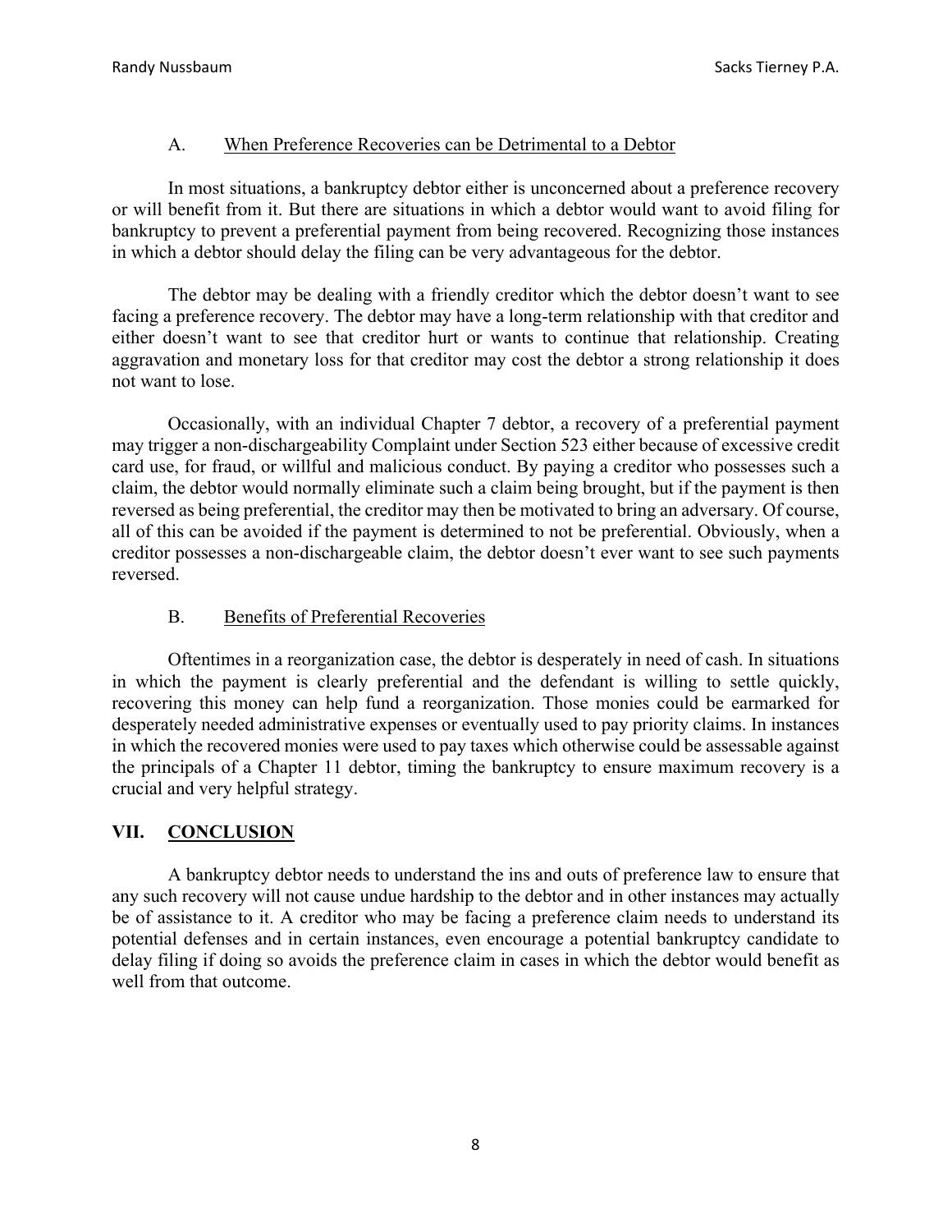### A. When Preference Recoveries can be Detrimental to a Debtor

In most situations, a bankruptcy debtor either is unconcerned about a preference recovery or will benefit from it. But there are situations in which a debtor would want to avoid filing for bankruptcy to prevent a preferential payment from being recovered. Recognizing those instances in which a debtor should delay the filing can be very advantageous for the debtor.

The debtor may be dealing with a friendly creditor which the debtor doesn't want to see facing a preference recovery. The debtor may have a long-term relationship with that creditor and either doesn't want to see that creditor hurt or wants to continue that relationship. Creating aggravation and monetary loss for that creditor may cost the debtor a strong relationship it does not want to lose.

Occasionally, with an individual Chapter 7 debtor, a recovery of a preferential payment may trigger a non-dischargeability Complaint under Section 523 either because of excessive credit card use, for fraud, or willful and malicious conduct. By paying a creditor who possesses such a claim, the debtor would normally eliminate such a claim being brought, but if the payment is then reversed as being preferential, the creditor may then be motivated to bring an adversary. Of course, all of this can be avoided if the payment is determined to not be preferential. Obviously, when a creditor possesses a non-dischargeable claim, the debtor doesn't ever want to see such payments reversed.

### B. Benefits of Preferential Recoveries

Oftentimes in a reorganization case, the debtor is desperately in need of cash. In situations in which the payment is clearly preferential and the defendant is willing to settle quickly, recovering this money can help fund a reorganization. Those monies could be earmarked for desperately needed administrative expenses or eventually used to pay priority claims. In instances in which the recovered monies were used to pay taxes which otherwise could be assessable against the principals of a Chapter 11 debtor, timing the bankruptcy to ensure maximum recovery is a crucial and very helpful strategy.

## VII. CONCLUSION

A bankruptcy debtor needs to understand the ins and outs of preference law to ensure that any such recovery will not cause undue hardship to the debtor and in other instances may actually be of assistance to it. A creditor who may be facing a preference claim needs to understand its potential defenses and in certain instances, even encourage a potential bankruptcy candidate to delay filing if doing so avoids the preference claim in cases in which the debtor would benefit as well from that outcome.